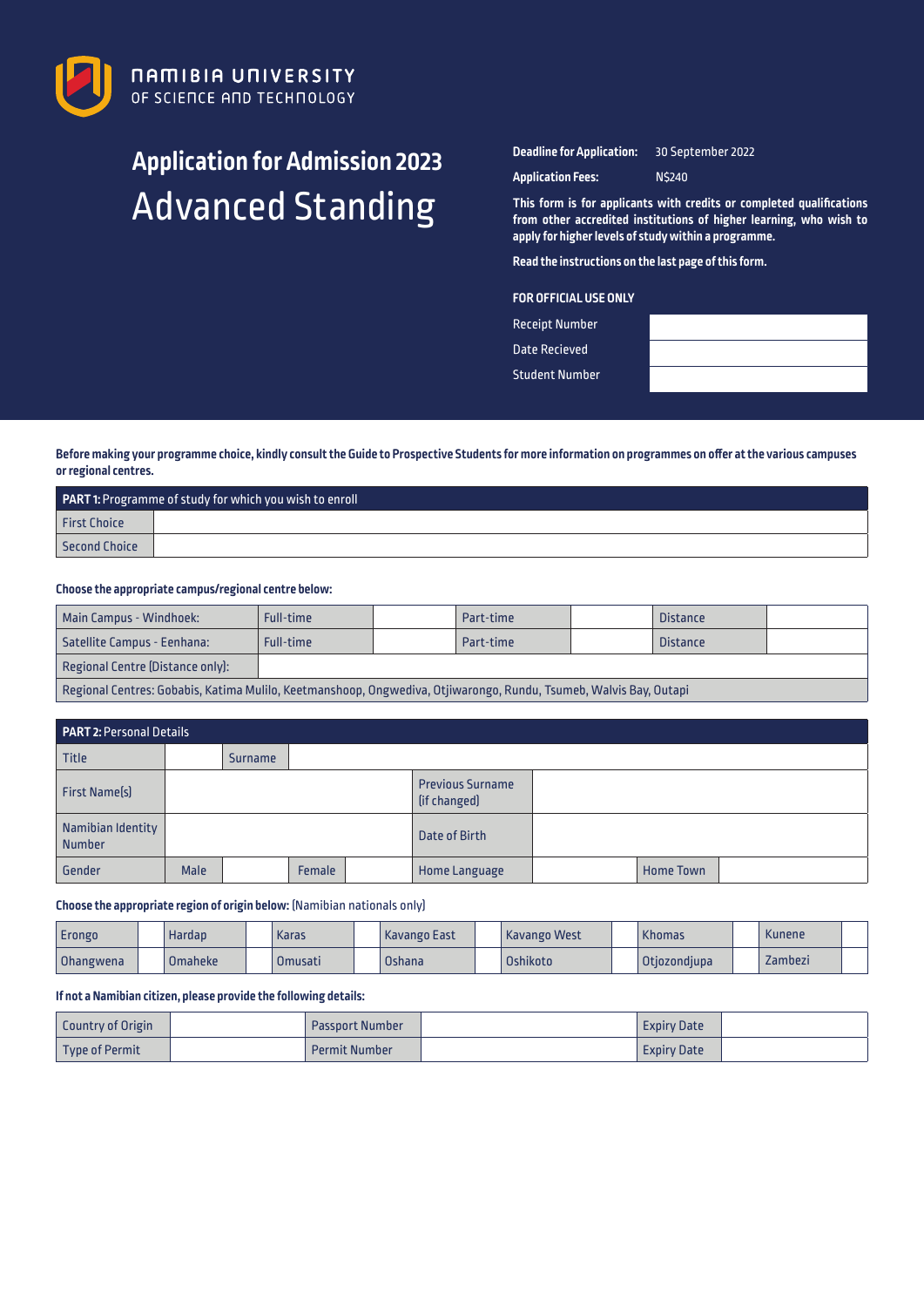NAMIBIA UNIVERSITY OF SCIENCE AND TECHNOLOGY

# Application for Admission 2023
# Advanced Standing

**Deadline for Application:** 30 September 2022

**Application Fees:** N$240

**This form is for applicants with credits or completed qualifications from other accredited institutions of higher learning, who wish to apply for higher levels of study within a programme.**

**Read the instructions on the last page of this form.**

**FOR OFFICIAL USE ONLY**

| Receipt Number | |
|---|---|
| Date Recieved | |
| Student Number | |

**Before making your programme choice, kindly consult the Guide to Prospective Students for more information on programmes on offer at the various campuses or regional centres.**

| **PART 1:** Programme of study for which you wish to enroll | |
|---|---|
| First Choice | |
| Second Choice | |

**Choose the appropriate campus/regional centre below:**

| Main Campus - Windhoek: | Full-time | | Part-time | | Distance | |
|---|---|---|---|---|---|---|
| Satellite Campus - Eenhana: | Full-time | | Part-time | | Distance | |
| Regional Centre (Distance only): | | | | | | |
| Regional Centres: Gobabis, Katima Mulilo, Keetmanshoop, Ongwediva, Otjiwarongo, Rundu, Tsumeb, Walvis Bay, Outapi | | | | | | |

| **PART 2:** Personal Details | | | | | | | | |
|---|---|---|---|---|---|---|---|---|
| Title | | Surname | | | | | | |
| First Name(s) | | | | Previous Surname (if changed) | | | | |
| Namibian Identity Number | | | | Date of Birth | | | | |
| Gender | Male | | Female | | Home Language | | Home Town | |

**Choose the appropriate region of origin below:** (Namibian nationals only)

| Erongo | | Hardap | | Karas | | Kavango East | | Kavango West | | Khomas | | Kunene | |
|---|---|---|---|---|---|---|---|---|---|---|---|---|---|
| Ohangwena | | Omaheke | | Omusati | | Oshana | | Oshikoto | | Otjozondjupa | | Zambezi | |

**If not a Namibian citizen, please provide the following details:**

| Country of Origin | | Passport Number | | Expiry Date | |
|---|---|---|---|---|---|
| Type of Permit | | Permit Number | | Expiry Date | |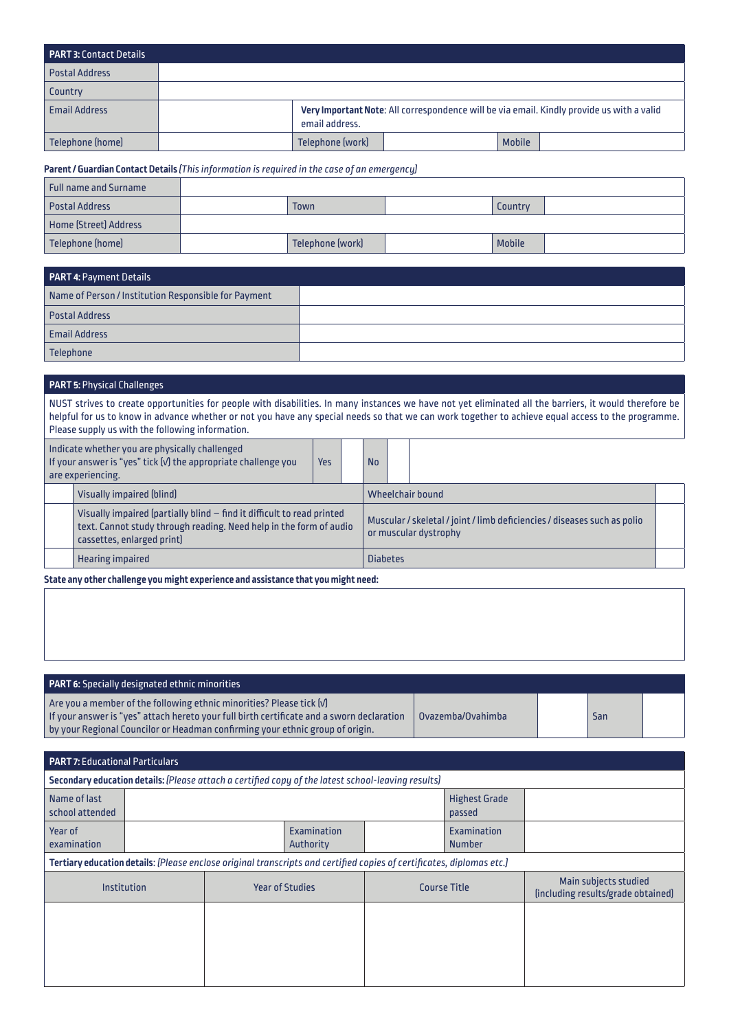## PART 3: Contact Details

| Postal Address | | | | | |
|---|---|---|---|---|---|
| Country | | | | | |
| Email Address | | **Very Important Note**: All correspondence will be via email. Kindly provide us with a valid email address. | | | |
| Telephone (home) | | Telephone (work) | | Mobile | |

**Parent / Guardian Contact Details** *(This information is required in the case of an emergency)*

| Full name and Surname | | | | | |
|---|---|---|---|---|---|
| Postal Address | | Town | | Country | |
| Home (Street) Address | | | | | |
| Telephone (home) | | Telephone (work) | | Mobile | |

## PART 4: Payment Details

| Name of Person / Institution Responsible for Payment | |
|---|---|
| Postal Address | |
| Email Address | |
| Telephone | |

## PART 5: Physical Challenges

NUST strives to create opportunities for people with disabilities. In many instances we have not yet eliminated all the barriers, it would therefore be helpful for us to know in advance whether or not you have any special needs so that we can work together to achieve equal access to the programme. Please supply us with the following information.

| Indicate whether you are physically challenged<br>If your answer is "yes" tick (√) the appropriate challenge you are experiencing. | Yes | | No | |
|---|---|---|---|---|

| | Challenge | Challenge | |
|---|---|---|---|
| | Visually impaired (blind) | Wheelchair bound | |
| | Visually impaired (partially blind – find it difficult to read printed text. Cannot study through reading. Need help in the form of audio cassettes, enlarged print) | Muscular / skeletal / joint / limb deficiencies / diseases such as polio or muscular dystrophy | |
| | Hearing impaired | Diabetes | |

**State any other challenge you might experience and assistance that you might need:**

## PART 6: Specially designated ethnic minorities

| Are you a member of the following ethnic minorities? Please tick (√)<br>If your answer is "yes" attach hereto your full birth certificate and a sworn declaration by your Regional Councilor or Headman confirming your ethnic group of origin. | Ovazemba/Ovahimba | | San | |
|---|---|---|---|---|

## PART 7: Educational Particulars

**Secondary education details:** *(Please attach a certified copy of the latest school-leaving results)*

| Name of last school attended | | | | Highest Grade passed | |
|---|---|---|---|---|---|
| Year of examination | | Examination Authority | | Examination Number | |

**Tertiary education details**: *(Please enclose original transcripts and certified copies of certificates, diplomas etc.)*

| Institution | Year of Studies | Course Title | Main subjects studied (including results/grade obtained) |
|---|---|---|---|
| | | | |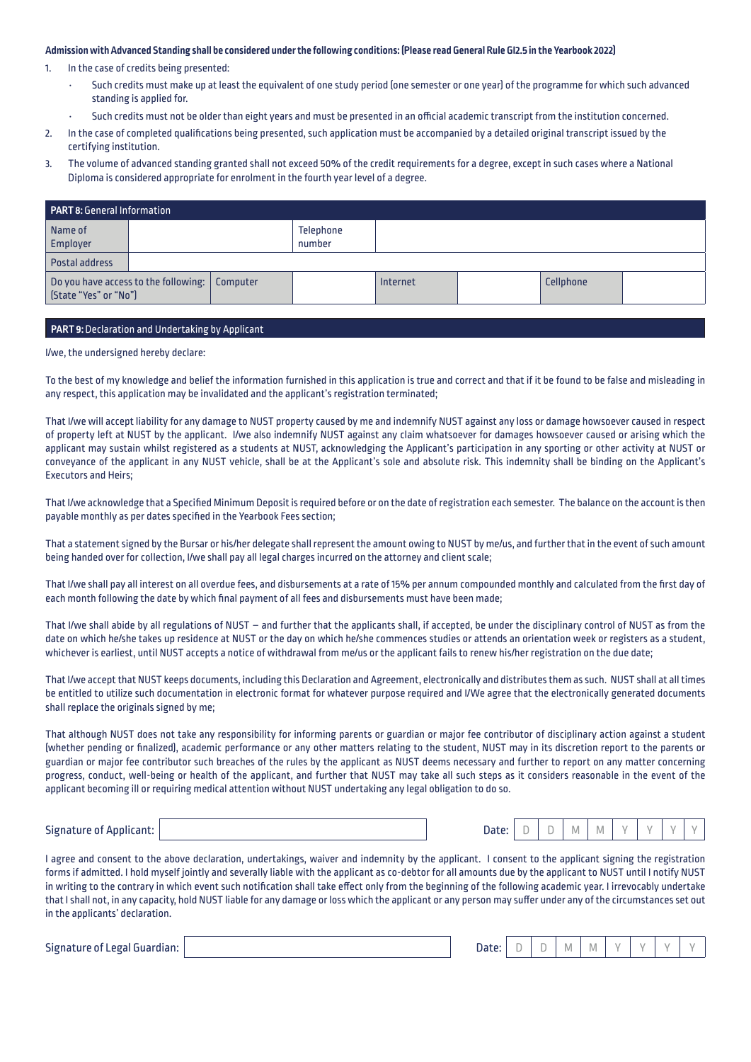**Admission with Advanced Standing shall be considered under the following conditions: (Please read General Rule G12.5 in the Yearbook 2022)**

1. In the case of credits being presented:
   - Such credits must make up at least the equivalent of one study period (one semester or one year) of the programme for which such advanced standing is applied for.
   - Such credits must not be older than eight years and must be presented in an official academic transcript from the institution concerned.
2. In the case of completed qualifications being presented, such application must be accompanied by a detailed original transcript issued by the certifying institution.
3. The volume of advanced standing granted shall not exceed 50% of the credit requirements for a degree, except in such cases where a National Diploma is considered appropriate for enrolment in the fourth year level of a degree.

| **PART 8:** General Information | | | | | |
|---|---|---|---|---|---|
| Name of Employer | | Telephone number | | | |
| Postal address | | | | | |
| Do you have access to the following: (State "Yes" or "No") | Computer | | Internet | | Cellphone | |

**PART 9:** Declaration and Undertaking by Applicant

I/we, the undersigned hereby declare:

To the best of my knowledge and belief the information furnished in this application is true and correct and that if it be found to be false and misleading in any respect, this application may be invalidated and the applicant's registration terminated;

That I/we will accept liability for any damage to NUST property caused by me and indemnify NUST against any loss or damage howsoever caused in respect of property left at NUST by the applicant. I/we also indemnify NUST against any claim whatsoever for damages howsoever caused or arising which the applicant may sustain whilst registered as a students at NUST, acknowledging the Applicant's participation in any sporting or other activity at NUST or conveyance of the applicant in any NUST vehicle, shall be at the Applicant's sole and absolute risk. This indemnity shall be binding on the Applicant's Executors and Heirs;

That I/we acknowledge that a Specified Minimum Deposit is required before or on the date of registration each semester. The balance on the account is then payable monthly as per dates specified in the Yearbook Fees section;

That a statement signed by the Bursar or his/her delegate shall represent the amount owing to NUST by me/us, and further that in the event of such amount being handed over for collection, I/we shall pay all legal charges incurred on the attorney and client scale;

That I/we shall pay all interest on all overdue fees, and disbursements at a rate of 15% per annum compounded monthly and calculated from the first day of each month following the date by which final payment of all fees and disbursements must have been made;

That I/we shall abide by all regulations of NUST – and further that the applicants shall, if accepted, be under the disciplinary control of NUST as from the date on which he/she takes up residence at NUST or the day on which he/she commences studies or attends an orientation week or registers as a student, whichever is earliest, until NUST accepts a notice of withdrawal from me/us or the applicant fails to renew his/her registration on the due date;

That I/we accept that NUST keeps documents, including this Declaration and Agreement, electronically and distributes them as such. NUST shall at all times be entitled to utilize such documentation in electronic format for whatever purpose required and I/We agree that the electronically generated documents shall replace the originals signed by me;

That although NUST does not take any responsibility for informing parents or guardian or major fee contributor of disciplinary action against a student (whether pending or finalized), academic performance or any other matters relating to the student, NUST may in its discretion report to the parents or guardian or major fee contributor such breaches of the rules by the applicant as NUST deems necessary and further to report on any matter concerning progress, conduct, well-being or health of the applicant, and further that NUST may take all such steps as it considers reasonable in the event of the applicant becoming ill or requiring medical attention without NUST undertaking any legal obligation to do so.

Signature of Applicant: ____________________ Date: D D M M Y Y Y Y

I agree and consent to the above declaration, undertakings, waiver and indemnity by the applicant. I consent to the applicant signing the registration forms if admitted. I hold myself jointly and severally liable with the applicant as co-debtor for all amounts due by the applicant to NUST until I notify NUST in writing to the contrary in which event such notification shall take effect only from the beginning of the following academic year. I irrevocably undertake that I shall not, in any capacity, hold NUST liable for any damage or loss which the applicant or any person may suffer under any of the circumstances set out in the applicants' declaration.

Signature of Legal Guardian: ____________________ Date: D D M M Y Y Y Y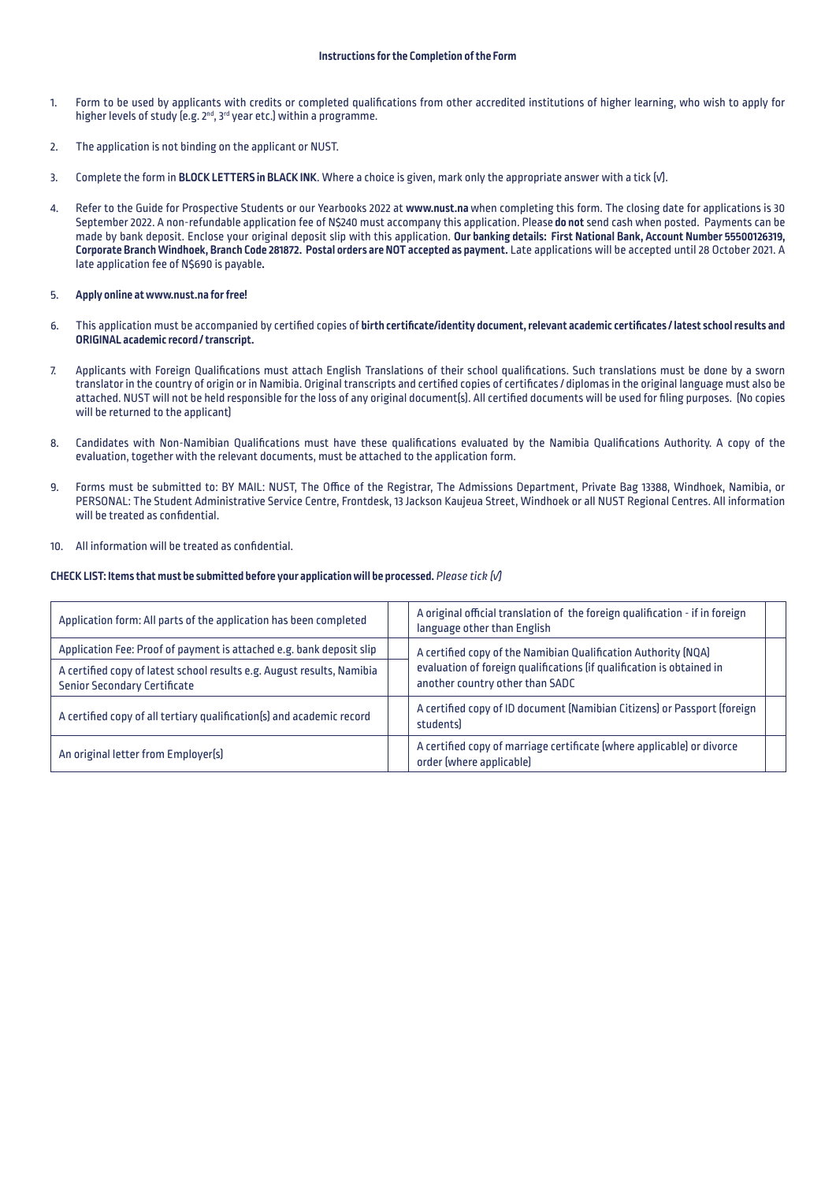### Instructions for the Completion of the Form

1. Form to be used by applicants with credits or completed qualifications from other accredited institutions of higher learning, who wish to apply for higher levels of study (e.g. 2nd, 3rd year etc.) within a programme.

2. The application is not binding on the applicant or NUST.

3. Complete the form in **BLOCK LETTERS in BLACK INK**. Where a choice is given, mark only the appropriate answer with a tick (√).

4. Refer to the Guide for Prospective Students or our Yearbooks 2022 at **www.nust.na** when completing this form. The closing date for applications is 30 September 2022. A non-refundable application fee of N$240 must accompany this application. Please **do not** send cash when posted. Payments can be made by bank deposit. Enclose your original deposit slip with this application. **Our banking details: First National Bank, Account Number 55500126319, Corporate Branch Windhoek, Branch Code 281872. Postal orders are NOT accepted as payment.** Late applications will be accepted until 28 October 2021. A late application fee of N$690 is payable.

5. **Apply online at www.nust.na for free!**

6. This application must be accompanied by certified copies of **birth certificate/identity document, relevant academic certificates / latest school results and ORIGINAL academic record / transcript.**

7. Applicants with Foreign Qualifications must attach English Translations of their school qualifications. Such translations must be done by a sworn translator in the country of origin or in Namibia. Original transcripts and certified copies of certificates / diplomas in the original language must also be attached. NUST will not be held responsible for the loss of any original document(s). All certified documents will be used for filing purposes. (No copies will be returned to the applicant)

8. Candidates with Non-Namibian Qualifications must have these qualifications evaluated by the Namibia Qualifications Authority. A copy of the evaluation, together with the relevant documents, must be attached to the application form.

9. Forms must be submitted to: BY MAIL: NUST, The Office of the Registrar, The Admissions Department, Private Bag 13388, Windhoek, Namibia, or PERSONAL: The Student Administrative Service Centre, Frontdesk, 13 Jackson Kaujeua Street, Windhoek or all NUST Regional Centres. All information will be treated as confidential.

10. All information will be treated as confidential.

**CHECK LIST: Items that must be submitted before your application will be processed.** *Please tick (√)*

| | | | |
|---|---|---|---|
| Application form: All parts of the application has been completed | | A original official translation of the foreign qualification - if in foreign language other than English | |
| Application Fee: Proof of payment is attached e.g. bank deposit slip | | A certified copy of the Namibian Qualification Authority (NQA) evaluation of foreign qualifications (if qualification is obtained in another country other than SADC | |
| A certified copy of latest school results e.g. August results, Namibia Senior Secondary Certificate | | | |
| A certified copy of all tertiary qualification(s) and academic record | | A certified copy of ID document (Namibian Citizens) or Passport (foreign students) | |
| An original letter from Employer(s) | | A certified copy of marriage certificate (where applicable) or divorce order (where applicable) | |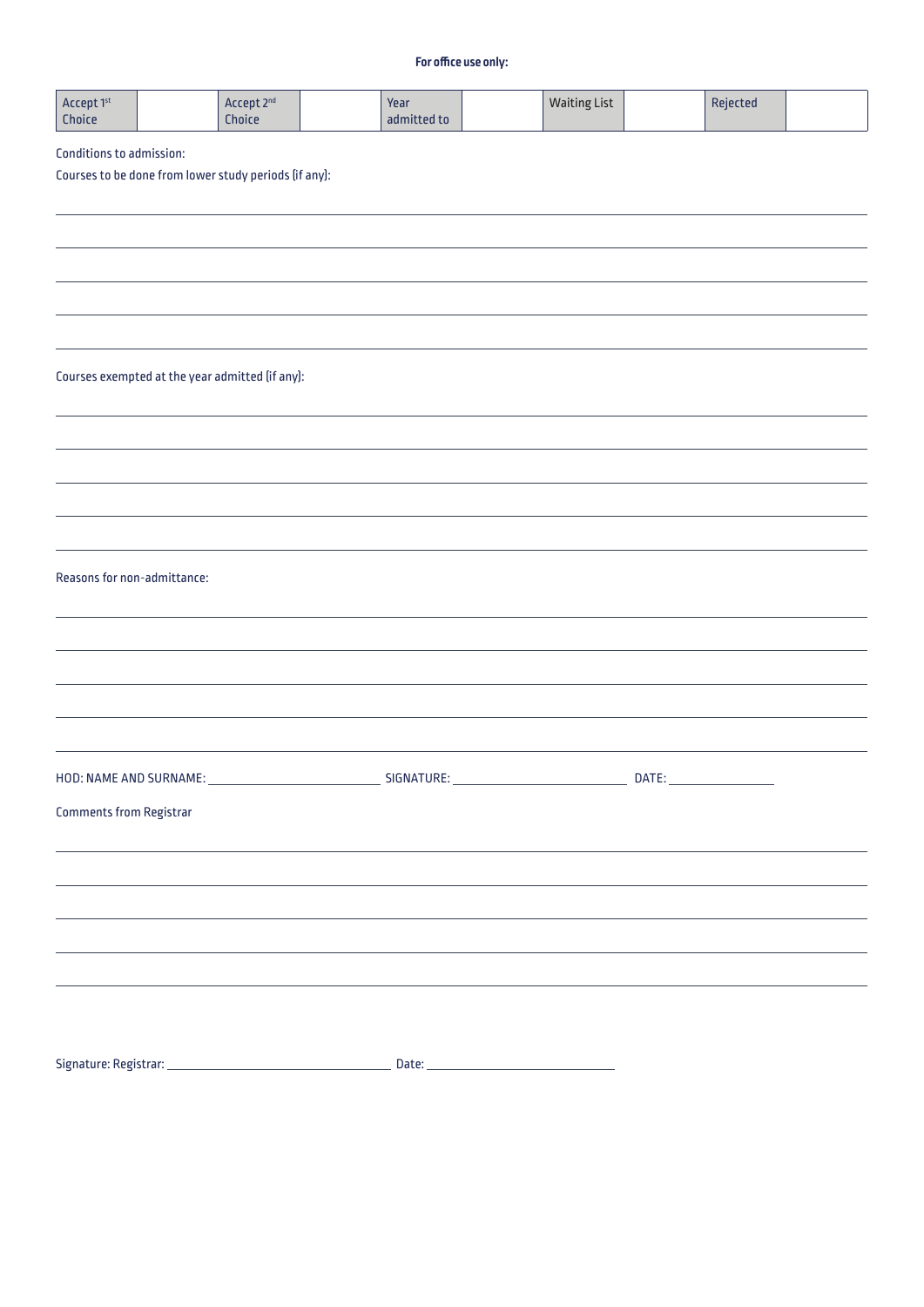**For office use only:**

| Accept 1st Choice | | Accept 2nd Choice | | Year admitted to | | Waiting List | | Rejected | |
|---|---|---|---|---|---|---|---|---|---|

Conditions to admission:

Courses to be done from lower study periods (if any):

Courses exempted at the year admitted (if any):

Reasons for non-admittance:

HOD: NAME AND SURNAME: ______________________ SIGNATURE: ______________________ DATE: ______________

Comments from Registrar

Signature: Registrar: ____________________________ Date: ________________________